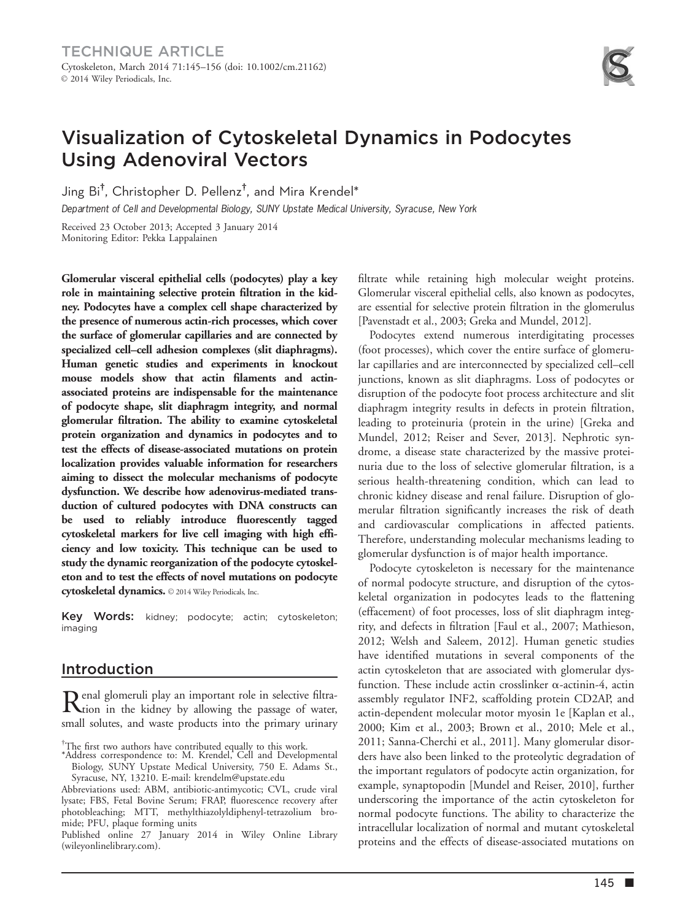TECHNIQUE ARTICLE

Cytoskeleton, March 2014 71:145–156 (doi: 10.1002/cm.21162)
© 2014 Wiley Periodicals, Inc.

# Visualization of Cytoskeletal Dynamics in Podocytes Using Adenoviral Vectors

Jing Bi[†], Christopher D. Pellenz[†], and Mira Krendel*

*Department of Cell and Developmental Biology, SUNY Upstate Medical University, Syracuse, New York*

Received 23 October 2013; Accepted 3 January 2014
Monitoring Editor: Pekka Lappalainen

**Glomerular visceral epithelial cells (podocytes) play a key role in maintaining selective protein filtration in the kidney. Podocytes have a complex cell shape characterized by the presence of numerous actin-rich processes, which cover the surface of glomerular capillaries and are connected by specialized cell–cell adhesion complexes (slit diaphragms). Human genetic studies and experiments in knockout mouse models show that actin filaments and actin-associated proteins are indispensable for the maintenance of podocyte shape, slit diaphragm integrity, and normal glomerular filtration. The ability to examine cytoskeletal protein organization and dynamics in podocytes and to test the effects of disease-associated mutations on protein localization provides valuable information for researchers aiming to dissect the molecular mechanisms of podocyte dysfunction. We describe how adenovirus-mediated transduction of cultured podocytes with DNA constructs can be used to reliably introduce fluorescently tagged cytoskeletal markers for live cell imaging with high efficiency and low toxicity. This technique can be used to study the dynamic reorganization of the podocyte cytoskeleton and to test the effects of novel mutations on podocyte cytoskeletal dynamics.** © 2014 Wiley Periodicals, Inc.

**Key Words:** kidney; podocyte; actin; cytoskeleton; imaging

## Introduction

Renal glomeruli play an important role in selective filtration in the kidney by allowing the passage of water, small solutes, and waste products into the primary urinary filtrate while retaining high molecular weight proteins. Glomerular visceral epithelial cells, also known as podocytes, are essential for selective protein filtration in the glomerulus [Pavenstadt et al., 2003; Greka and Mundel, 2012].

Podocytes extend numerous interdigitating processes (foot processes), which cover the entire surface of glomerular capillaries and are interconnected by specialized cell–cell junctions, known as slit diaphragms. Loss of podocytes or disruption of the podocyte foot process architecture and slit diaphragm integrity results in defects in protein filtration, leading to proteinuria (protein in the urine) [Greka and Mundel, 2012; Reiser and Sever, 2013]. Nephrotic syndrome, a disease state characterized by the massive proteinuria due to the loss of selective glomerular filtration, is a serious health-threatening condition, which can lead to chronic kidney disease and renal failure. Disruption of glomerular filtration significantly increases the risk of death and cardiovascular complications in affected patients. Therefore, understanding molecular mechanisms leading to glomerular dysfunction is of major health importance.

Podocyte cytoskeleton is necessary for the maintenance of normal podocyte structure, and disruption of the cytoskeletal organization in podocytes leads to the flattening (effacement) of foot processes, loss of slit diaphragm integrity, and defects in filtration [Faul et al., 2007; Mathieson, 2012; Welsh and Saleem, 2012]. Human genetic studies have identified mutations in several components of the actin cytoskeleton that are associated with glomerular dysfunction. These include actin crosslinker α-actinin-4, actin assembly regulator INF2, scaffolding protein CD2AP, and actin-dependent molecular motor myosin 1e [Kaplan et al., 2000; Kim et al., 2003; Brown et al., 2010; Mele et al., 2011; Sanna-Cherchi et al., 2011]. Many glomerular disorders have also been linked to the proteolytic degradation of the important regulators of podocyte actin organization, for example, synaptopodin [Mundel and Reiser, 2010], further underscoring the importance of the actin cytoskeleton for normal podocyte functions. The ability to characterize the intracellular localization of normal and mutant cytoskeletal proteins and the effects of disease-associated mutations on

---

[†]The first two authors have contributed equally to this work.

*Address correspondence to: M. Krendel, Cell and Developmental Biology, SUNY Upstate Medical University, 750 E. Adams St., Syracuse, NY, 13210. E-mail: krendelm@upstate.edu

Abbreviations used: ABM, antibiotic-antimycotic; CVL, crude viral lysate; FBS, Fetal Bovine Serum; FRAP, fluorescence recovery after photobleaching; MTT, methylthiazolyldiphenyl-tetrazolium bromide; PFU, plaque forming units

Published online 27 January 2014 in Wiley Online Library (wileyonlinelibrary.com).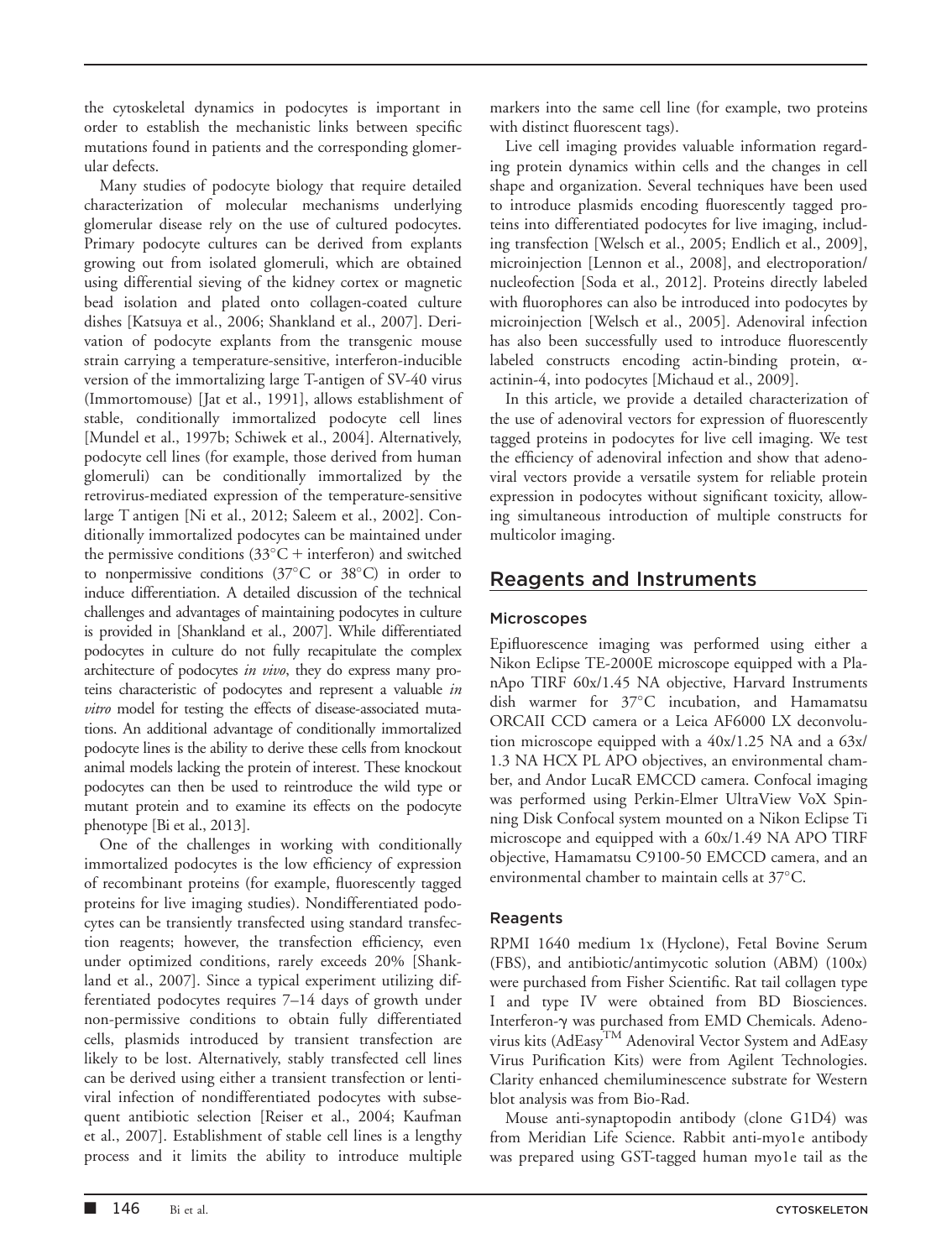the cytoskeletal dynamics in podocytes is important in order to establish the mechanistic links between specific mutations found in patients and the corresponding glomerular defects.

Many studies of podocyte biology that require detailed characterization of molecular mechanisms underlying glomerular disease rely on the use of cultured podocytes. Primary podocyte cultures can be derived from explants growing out from isolated glomeruli, which are obtained using differential sieving of the kidney cortex or magnetic bead isolation and plated onto collagen-coated culture dishes [Katsuya et al., 2006; Shankland et al., 2007]. Derivation of podocyte explants from the transgenic mouse strain carrying a temperature-sensitive, interferon-inducible version of the immortalizing large T-antigen of SV-40 virus (Immortomouse) [Jat et al., 1991], allows establishment of stable, conditionally immortalized podocyte cell lines [Mundel et al., 1997b; Schiwek et al., 2004]. Alternatively, podocyte cell lines (for example, those derived from human glomeruli) can be conditionally immortalized by the retrovirus-mediated expression of the temperature-sensitive large T antigen [Ni et al., 2012; Saleem et al., 2002]. Conditionally immortalized podocytes can be maintained under the permissive conditions (33°C + interferon) and switched to nonpermissive conditions (37°C or 38°C) in order to induce differentiation. A detailed discussion of the technical challenges and advantages of maintaining podocytes in culture is provided in [Shankland et al., 2007]. While differentiated podocytes in culture do not fully recapitulate the complex architecture of podocytes *in vivo*, they do express many proteins characteristic of podocytes and represent a valuable *in vitro* model for testing the effects of disease-associated mutations. An additional advantage of conditionally immortalized podocyte lines is the ability to derive these cells from knockout animal models lacking the protein of interest. These knockout podocytes can then be used to reintroduce the wild type or mutant protein and to examine its effects on the podocyte phenotype [Bi et al., 2013].

One of the challenges in working with conditionally immortalized podocytes is the low efficiency of expression of recombinant proteins (for example, fluorescently tagged proteins for live imaging studies). Nondifferentiated podocytes can be transiently transfected using standard transfection reagents; however, the transfection efficiency, even under optimized conditions, rarely exceeds 20% [Shankland et al., 2007]. Since a typical experiment utilizing differentiated podocytes requires 7–14 days of growth under non-permissive conditions to obtain fully differentiated cells, plasmids introduced by transient transfection are likely to be lost. Alternatively, stably transfected cell lines can be derived using either a transient transfection or lentiviral infection of nondifferentiated podocytes with subsequent antibiotic selection [Reiser et al., 2004; Kaufman et al., 2007]. Establishment of stable cell lines is a lengthy process and it limits the ability to introduce multiple markers into the same cell line (for example, two proteins with distinct fluorescent tags).

Live cell imaging provides valuable information regarding protein dynamics within cells and the changes in cell shape and organization. Several techniques have been used to introduce plasmids encoding fluorescently tagged proteins into differentiated podocytes for live imaging, including transfection [Welsch et al., 2005; Endlich et al., 2009], microinjection [Lennon et al., 2008], and electroporation/nucleofection [Soda et al., 2012]. Proteins directly labeled with fluorophores can also be introduced into podocytes by microinjection [Welsch et al., 2005]. Adenoviral infection has also been successfully used to introduce fluorescently labeled constructs encoding actin-binding protein, α-actinin-4, into podocytes [Michaud et al., 2009].

In this article, we provide a detailed characterization of the use of adenoviral vectors for expression of fluorescently tagged proteins in podocytes for live cell imaging. We test the efficiency of adenoviral infection and show that adenoviral vectors provide a versatile system for reliable protein expression in podocytes without significant toxicity, allowing simultaneous introduction of multiple constructs for multicolor imaging.

## Reagents and Instruments

### Microscopes

Epifluorescence imaging was performed using either a Nikon Eclipse TE-2000E microscope equipped with a PlanApo TIRF 60x/1.45 NA objective, Harvard Instruments dish warmer for 37°C incubation, and Hamamatsu ORCAII CCD camera or a Leica AF6000 LX deconvolution microscope equipped with a 40x/1.25 NA and a 63x/1.3 NA HCX PL APO objectives, an environmental chamber, and Andor LucaR EMCCD camera. Confocal imaging was performed using Perkin-Elmer UltraView VoX Spinning Disk Confocal system mounted on a Nikon Eclipse Ti microscope and equipped with a 60x/1.49 NA APO TIRF objective, Hamamatsu C9100-50 EMCCD camera, and an environmental chamber to maintain cells at 37°C.

### Reagents

RPMI 1640 medium 1x (Hyclone), Fetal Bovine Serum (FBS), and antibiotic/antimycotic solution (ABM) (100x) were purchased from Fisher Scientific. Rat tail collagen type I and type IV were obtained from BD Biosciences. Interferon-γ was purchased from EMD Chemicals. Adenovirus kits (AdEasy™ Adenoviral Vector System and AdEasy Virus Purification Kits) were from Agilent Technologies. Clarity enhanced chemiluminescence substrate for Western blot analysis was from Bio-Rad.

Mouse anti-synaptopodin antibody (clone G1D4) was from Meridian Life Science. Rabbit anti-myo1e antibody was prepared using GST-tagged human myo1e tail as the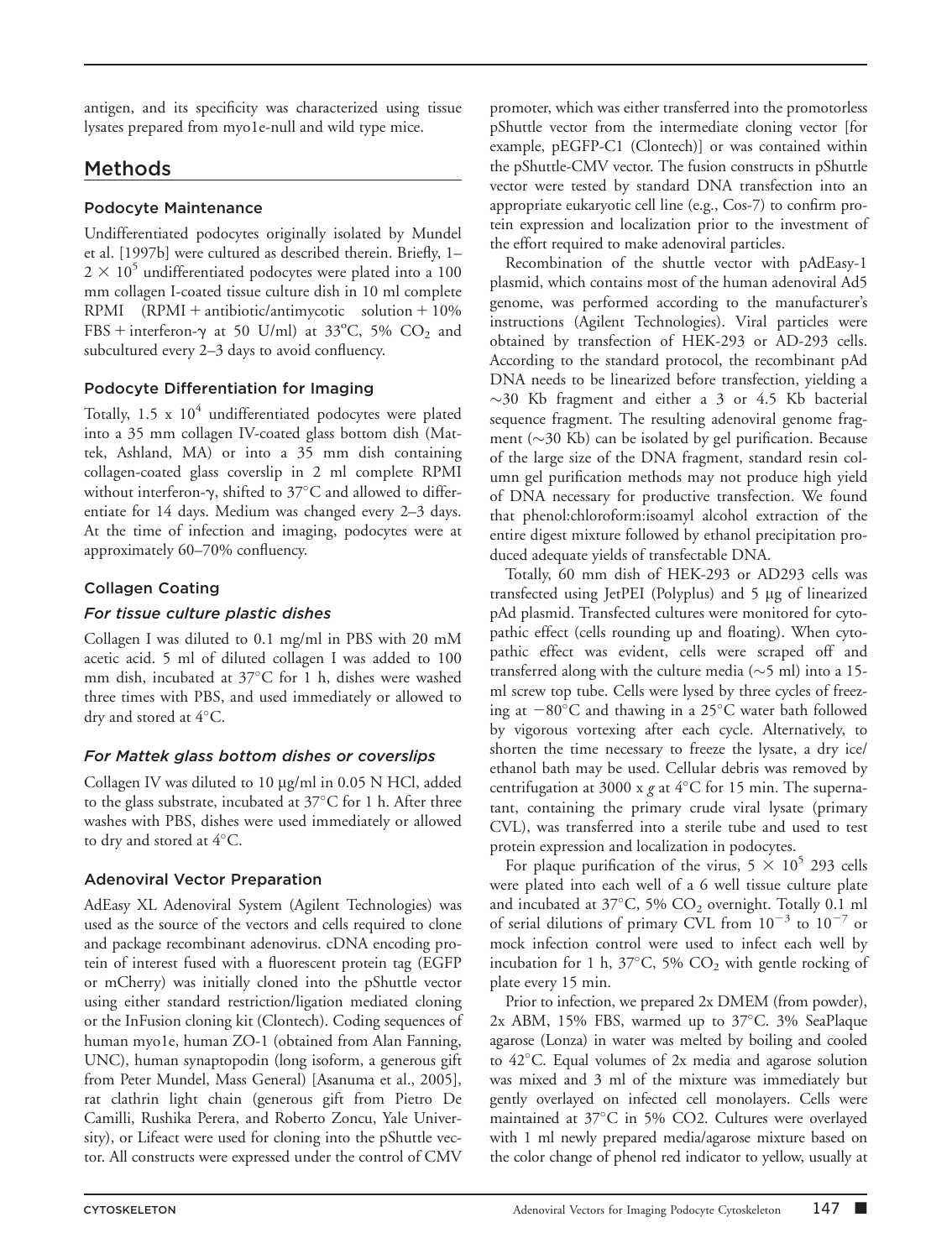antigen, and its specificity was characterized using tissue lysates prepared from myo1e-null and wild type mice.

## Methods

### Podocyte Maintenance

Undifferentiated podocytes originally isolated by Mundel et al. [1997b] were cultured as described therein. Briefly, 1–$2 \times 10^5$ undifferentiated podocytes were plated into a 100 mm collagen I-coated tissue culture dish in 10 ml complete RPMI (RPMI + antibiotic/antimycotic solution + 10% FBS + interferon-γ at 50 U/ml) at 33°C, 5% $CO_2$ and subcultured every 2–3 days to avoid confluency.

### Podocyte Differentiation for Imaging

Totally, 1.5 x $10^4$ undifferentiated podocytes were plated into a 35 mm collagen IV-coated glass bottom dish (Mattek, Ashland, MA) or into a 35 mm dish containing collagen-coated glass coverslip in 2 ml complete RPMI without interferon-γ, shifted to 37°C and allowed to differentiate for 14 days. Medium was changed every 2–3 days. At the time of infection and imaging, podocytes were at approximately 60–70% confluency.

### Collagen Coating

#### *For tissue culture plastic dishes*

Collagen I was diluted to 0.1 mg/ml in PBS with 20 mM acetic acid. 5 ml of diluted collagen I was added to 100 mm dish, incubated at 37°C for 1 h, dishes were washed three times with PBS, and used immediately or allowed to dry and stored at 4°C.

#### *For Mattek glass bottom dishes or coverslips*

Collagen IV was diluted to 10 μg/ml in 0.05 N HCl, added to the glass substrate, incubated at 37°C for 1 h. After three washes with PBS, dishes were used immediately or allowed to dry and stored at 4°C.

### Adenoviral Vector Preparation

AdEasy XL Adenoviral System (Agilent Technologies) was used as the source of the vectors and cells required to clone and package recombinant adenovirus. cDNA encoding protein of interest fused with a fluorescent protein tag (EGFP or mCherry) was initially cloned into the pShuttle vector using either standard restriction/ligation mediated cloning or the InFusion cloning kit (Clontech). Coding sequences of human myo1e, human ZO-1 (obtained from Alan Fanning, UNC), human synaptopodin (long isoform, a generous gift from Peter Mundel, Mass General) [Asanuma et al., 2005], rat clathrin light chain (generous gift from Pietro De Camilli, Rushika Perera, and Roberto Zoncu, Yale University), or Lifeact were used for cloning into the pShuttle vector. All constructs were expressed under the control of CMV promoter, which was either transferred into the promotorless pShuttle vector from the intermediate cloning vector [for example, pEGFP-C1 (Clontech)] or was contained within the pShuttle-CMV vector. The fusion constructs in pShuttle vector were tested by standard DNA transfection into an appropriate eukaryotic cell line (e.g., Cos-7) to confirm protein expression and localization prior to the investment of the effort required to make adenoviral particles.

Recombination of the shuttle vector with pAdEasy-1 plasmid, which contains most of the human adenoviral Ad5 genome, was performed according to the manufacturer's instructions (Agilent Technologies). Viral particles were obtained by transfection of HEK-293 or AD-293 cells. According to the standard protocol, the recombinant pAd DNA needs to be linearized before transfection, yielding a ~30 Kb fragment and either a 3 or 4.5 Kb bacterial sequence fragment. The resulting adenoviral genome fragment (~30 Kb) can be isolated by gel purification. Because of the large size of the DNA fragment, standard resin column gel purification methods may not produce high yield of DNA necessary for productive transfection. We found that phenol:chloroform:isoamyl alcohol extraction of the entire digest mixture followed by ethanol precipitation produced adequate yields of transfectable DNA.

Totally, 60 mm dish of HEK-293 or AD293 cells was transfected using JetPEI (Polyplus) and 5 μg of linearized pAd plasmid. Transfected cultures were monitored for cytopathic effect (cells rounding up and floating). When cytopathic effect was evident, cells were scraped off and transferred along with the culture media (~5 ml) into a 15-ml screw top tube. Cells were lysed by three cycles of freezing at −80°C and thawing in a 25°C water bath followed by vigorous vortexing after each cycle. Alternatively, to shorten the time necessary to freeze the lysate, a dry ice/ethanol bath may be used. Cellular debris was removed by centrifugation at 3000 x *g* at 4°C for 15 min. The supernatant, containing the primary crude viral lysate (primary CVL), was transferred into a sterile tube and used to test protein expression and localization in podocytes.

For plaque purification of the virus, $5 \times 10^5$ 293 cells were plated into each well of a 6 well tissue culture plate and incubated at 37°C, 5% $CO_2$ overnight. Totally 0.1 ml of serial dilutions of primary CVL from $10^{-3}$ to $10^{-7}$ or mock infection control were used to infect each well by incubation for 1 h, 37°C, 5% $CO_2$ with gentle rocking of plate every 15 min.

Prior to infection, we prepared 2x DMEM (from powder), 2x ABM, 15% FBS, warmed up to 37°C. 3% SeaPlaque agarose (Lonza) in water was melted by boiling and cooled to 42°C. Equal volumes of 2x media and agarose solution was mixed and 3 ml of the mixture was immediately but gently overlayed on infected cell monolayers. Cells were maintained at 37°C in 5% CO2. Cultures were overlayed with 1 ml newly prepared media/agarose mixture based on the color change of phenol red indicator to yellow, usually at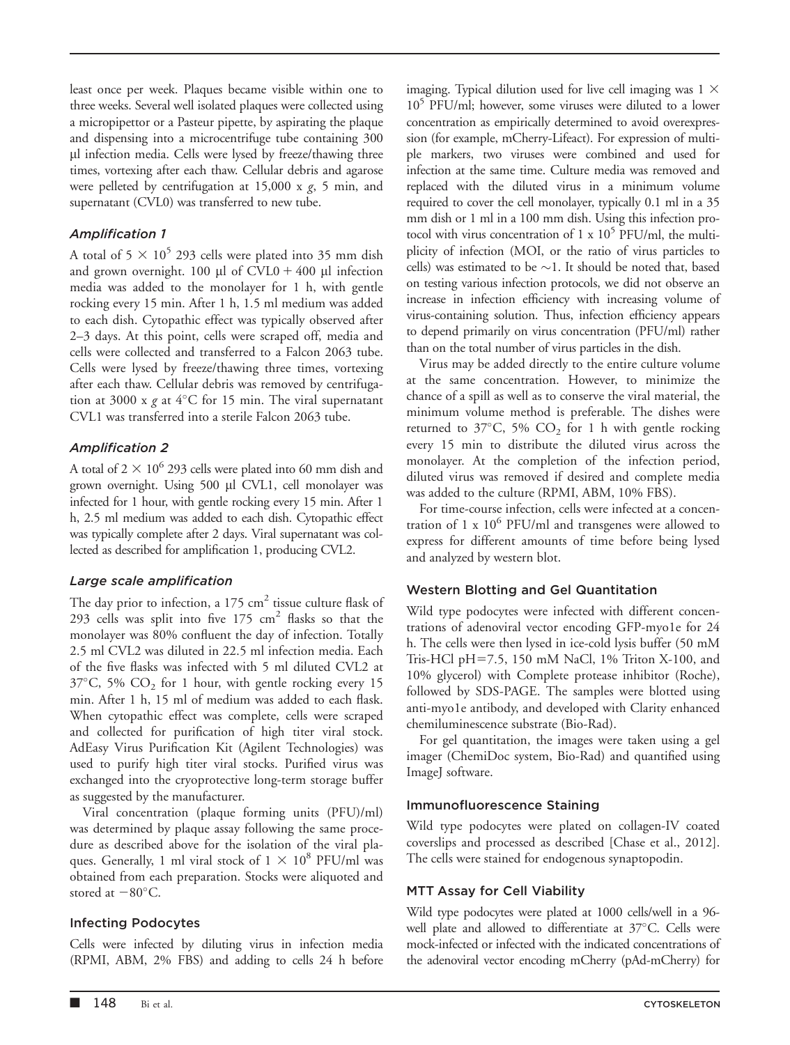least once per week. Plaques became visible within one to three weeks. Several well isolated plaques were collected using a micropipettor or a Pasteur pipette, by aspirating the plaque and dispensing into a microcentrifuge tube containing 300 μl infection media. Cells were lysed by freeze/thawing three times, vortexing after each thaw. Cellular debris and agarose were pelleted by centrifugation at 15,000 x *g*, 5 min, and supernatant (CVL0) was transferred to new tube.

### *Amplification 1*

A total of $5 \times 10^5$ 293 cells were plated into 35 mm dish and grown overnight. 100 μl of CVL0 + 400 μl infection media was added to the monolayer for 1 h, with gentle rocking every 15 min. After 1 h, 1.5 ml medium was added to each dish. Cytopathic effect was typically observed after 2–3 days. At this point, cells were scraped off, media and cells were collected and transferred to a Falcon 2063 tube. Cells were lysed by freeze/thawing three times, vortexing after each thaw. Cellular debris was removed by centrifugation at 3000 x *g* at 4°C for 15 min. The viral supernatant CVL1 was transferred into a sterile Falcon 2063 tube.

### *Amplification 2*

A total of $2 \times 10^6$ 293 cells were plated into 60 mm dish and grown overnight. Using 500 μl CVL1, cell monolayer was infected for 1 hour, with gentle rocking every 15 min. After 1 h, 2.5 ml medium was added to each dish. Cytopathic effect was typically complete after 2 days. Viral supernatant was collected as described for amplification 1, producing CVL2.

### *Large scale amplification*

The day prior to infection, a 175 $cm^2$ tissue culture flask of 293 cells was split into five 175 $cm^2$ flasks so that the monolayer was 80% confluent the day of infection. Totally 2.5 ml CVL2 was diluted in 22.5 ml infection media. Each of the five flasks was infected with 5 ml diluted CVL2 at 37°C, 5% $CO_2$ for 1 hour, with gentle rocking every 15 min. After 1 h, 15 ml of medium was added to each flask. When cytopathic effect was complete, cells were scraped and collected for purification of high titer viral stock. AdEasy Virus Purification Kit (Agilent Technologies) was used to purify high titer viral stocks. Purified virus was exchanged into the cryoprotective long-term storage buffer as suggested by the manufacturer.

Viral concentration (plaque forming units (PFU)/ml) was determined by plaque assay following the same procedure as described above for the isolation of the viral plaques. Generally, 1 ml viral stock of $1 \times 10^8$ PFU/ml was obtained from each preparation. Stocks were aliquoted and stored at −80°C.

## Infecting Podocytes

Cells were infected by diluting virus in infection media (RPMI, ABM, 2% FBS) and adding to cells 24 h before imaging. Typical dilution used for live cell imaging was $1 \times 10^5$ PFU/ml; however, some viruses were diluted to a lower concentration as empirically determined to avoid overexpression (for example, mCherry-Lifeact). For expression of multiple markers, two viruses were combined and used for infection at the same time. Culture media was removed and replaced with the diluted virus in a minimum volume required to cover the cell monolayer, typically 0.1 ml in a 35 mm dish or 1 ml in a 100 mm dish. Using this infection protocol with virus concentration of $1 \times 10^5$ PFU/ml, the multiplicity of infection (MOI, or the ratio of virus particles to cells) was estimated to be ~1. It should be noted that, based on testing various infection protocols, we did not observe an increase in infection efficiency with increasing volume of virus-containing solution. Thus, infection efficiency appears to depend primarily on virus concentration (PFU/ml) rather than on the total number of virus particles in the dish.

Virus may be added directly to the entire culture volume at the same concentration. However, to minimize the chance of a spill as well as to conserve the viral material, the minimum volume method is preferable. The dishes were returned to 37°C, 5% $CO_2$ for 1 h with gentle rocking every 15 min to distribute the diluted virus across the monolayer. At the completion of the infection period, diluted virus was removed if desired and complete media was added to the culture (RPMI, ABM, 10% FBS).

For time-course infection, cells were infected at a concentration of $1 \times 10^6$ PFU/ml and transgenes were allowed to express for different amounts of time before being lysed and analyzed by western blot.

## Western Blotting and Gel Quantitation

Wild type podocytes were infected with different concentrations of adenoviral vector encoding GFP-myo1e for 24 h. The cells were then lysed in ice-cold lysis buffer (50 mM Tris-HCl pH=7.5, 150 mM NaCl, 1% Triton X-100, and 10% glycerol) with Complete protease inhibitor (Roche), followed by SDS-PAGE. The samples were blotted using anti-myo1e antibody, and developed with Clarity enhanced chemiluminescence substrate (Bio-Rad).

For gel quantitation, the images were taken using a gel imager (ChemiDoc system, Bio-Rad) and quantified using ImageJ software.

## Immunofluorescence Staining

Wild type podocytes were plated on collagen-IV coated coverslips and processed as described [Chase et al., 2012]. The cells were stained for endogenous synaptopodin.

## MTT Assay for Cell Viability

Wild type podocytes were plated at 1000 cells/well in a 96-well plate and allowed to differentiate at 37°C. Cells were mock-infected or infected with the indicated concentrations of the adenoviral vector encoding mCherry (pAd-mCherry) for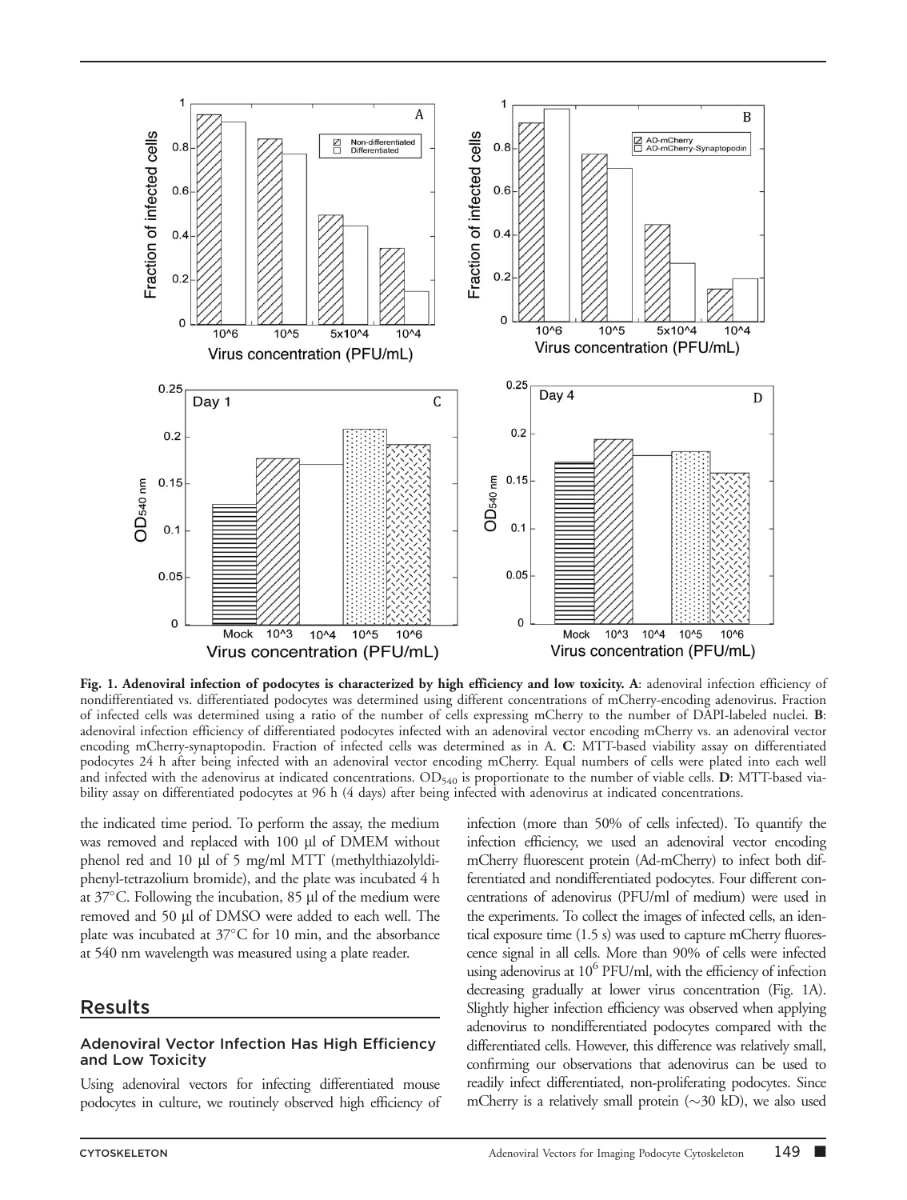**Fig. 1. Adenoviral infection of podocytes is characterized by high efficiency and low toxicity. A**: adenoviral infection efficiency of nondifferentiated vs. differentiated podocytes was determined using different concentrations of mCherry-encoding adenovirus. Fraction of infected cells was determined using a ratio of the number of cells expressing mCherry to the number of DAPI-labeled nuclei. **B**: adenoviral infection efficiency of differentiated podocytes infected with an adenoviral vector encoding mCherry vs. an adenoviral vector encoding mCherry-synaptopodin. Fraction of infected cells was determined as in A. **C**: MTT-based viability assay on differentiated podocytes 24 h after being infected with an adenoviral vector encoding mCherry. Equal numbers of cells were plated into each well and infected with the adenovirus at indicated concentrations. $OD_{540}$ is proportionate to the number of viable cells. **D**: MTT-based viability assay on differentiated podocytes at 96 h (4 days) after being infected with adenovirus at indicated concentrations.

the indicated time period. To perform the assay, the medium was removed and replaced with 100 µl of DMEM without phenol red and 10 µl of 5 mg/ml MTT (methylthiazolyldiphenyl-tetrazolium bromide), and the plate was incubated 4 h at 37°C. Following the incubation, 85 µl of the medium were removed and 50 µl of DMSO were added to each well. The plate was incubated at 37°C for 10 min, and the absorbance at 540 nm wavelength was measured using a plate reader.

## Results

### Adenoviral Vector Infection Has High Efficiency and Low Toxicity

Using adenoviral vectors for infecting differentiated mouse podocytes in culture, we routinely observed high efficiency of infection (more than 50% of cells infected). To quantify the infection efficiency, we used an adenoviral vector encoding mCherry fluorescent protein (Ad-mCherry) to infect both differentiated and nondifferentiated podocytes. Four different concentrations of adenovirus (PFU/ml of medium) were used in the experiments. To collect the images of infected cells, an identical exposure time (1.5 s) was used to capture mCherry fluorescence signal in all cells. More than 90% of cells were infected using adenovirus at $10^6$ PFU/ml, with the efficiency of infection decreasing gradually at lower virus concentration (Fig. 1A). Slightly higher infection efficiency was observed when applying adenovirus to nondifferentiated podocytes compared with the differentiated cells. However, this difference was relatively small, confirming our observations that adenovirus can be used to readily infect differentiated, non-proliferating podocytes. Since mCherry is a relatively small protein (~30 kD), we also used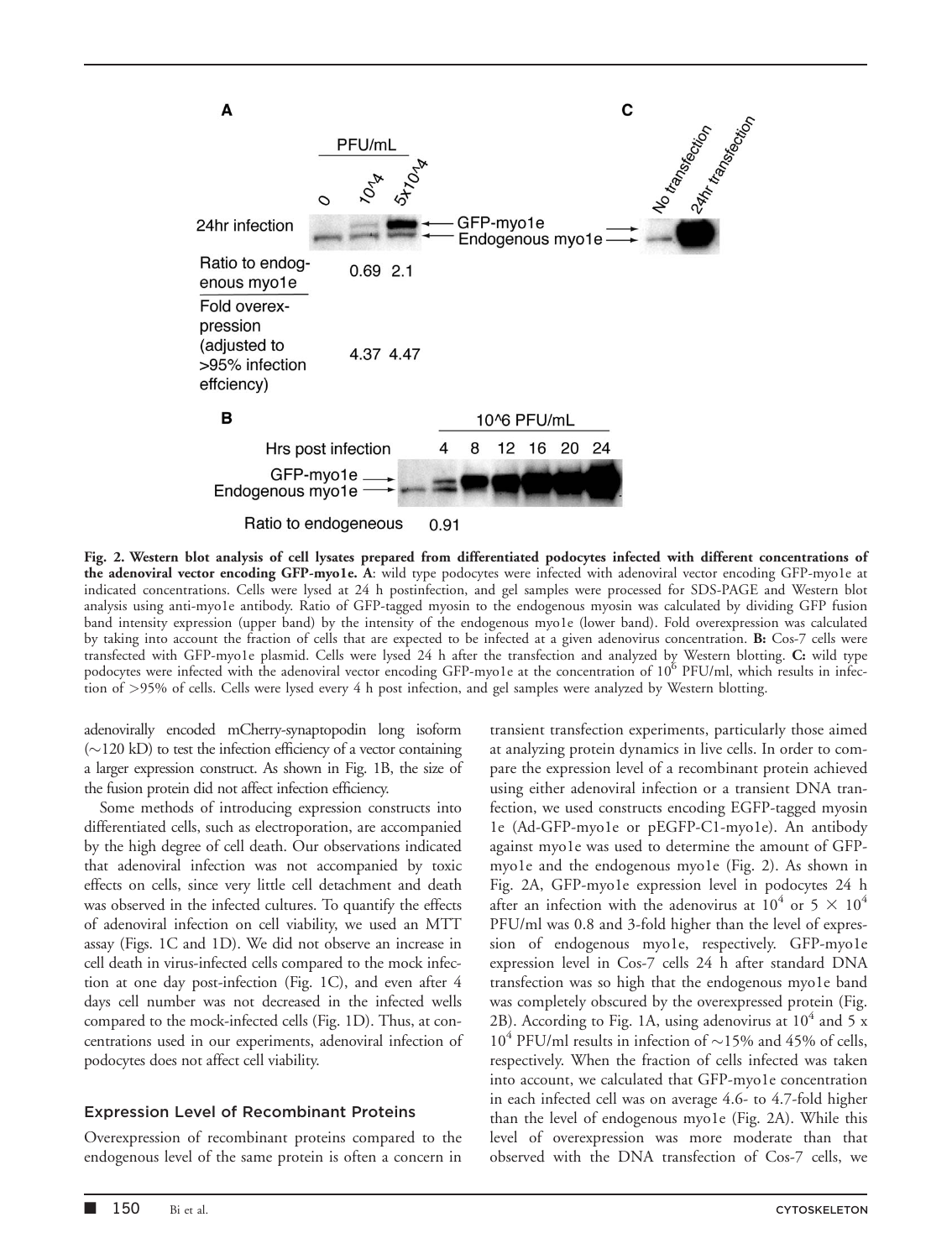**Fig. 2. Western blot analysis of cell lysates prepared from differentiated podocytes infected with different concentrations of the adenoviral vector encoding GFP-myo1e. A**: wild type podocytes were infected with adenoviral vector encoding GFP-myo1e at indicated concentrations. Cells were lysed at 24 h postinfection, and gel samples were processed for SDS-PAGE and Western blot analysis using anti-myo1e antibody. Ratio of GFP-tagged myosin to the endogenous myosin was calculated by dividing GFP fusion band intensity expression (upper band) by the intensity of the endogenous myo1e (lower band). Fold overexpression was calculated by taking into account the fraction of cells that are expected to be infected at a given adenovirus concentration. **B:** Cos-7 cells were transfected with GFP-myo1e plasmid. Cells were lysed 24 h after the transfection and analyzed by Western blotting. **C:** wild type podocytes were infected with the adenoviral vector encoding GFP-myo1e at the concentration of $10^6$ PFU/ml, which results in infection of >95% of cells. Cells were lysed every 4 h post infection, and gel samples were analyzed by Western blotting.

adenovirally encoded mCherry-synaptopodin long isoform (~120 kD) to test the infection efficiency of a vector containing a larger expression construct. As shown in Fig. 1B, the size of the fusion protein did not affect infection efficiency.

Some methods of introducing expression constructs into differentiated cells, such as electroporation, are accompanied by the high degree of cell death. Our observations indicated that adenoviral infection was not accompanied by toxic effects on cells, since very little cell detachment and death was observed in the infected cultures. To quantify the effects of adenoviral infection on cell viability, we used an MTT assay (Figs. 1C and 1D). We did not observe an increase in cell death in virus-infected cells compared to the mock infection at one day post-infection (Fig. 1C), and even after 4 days cell number was not decreased in the infected wells compared to the mock-infected cells (Fig. 1D). Thus, at concentrations used in our experiments, adenoviral infection of podocytes does not affect cell viability.

## Expression Level of Recombinant Proteins

Overexpression of recombinant proteins compared to the endogenous level of the same protein is often a concern in transient transfection experiments, particularly those aimed at analyzing protein dynamics in live cells. In order to compare the expression level of a recombinant protein achieved using either adenoviral infection or a transient DNA transfection, we used constructs encoding EGFP-tagged myosin 1e (Ad-GFP-myo1e or pEGFP-C1-myo1e). An antibody against myo1e was used to determine the amount of GFP-myo1e and the endogenous myo1e (Fig. 2). As shown in Fig. 2A, GFP-myo1e expression level in podocytes 24 h after an infection with the adenovirus at $10^4$ or $5 \times 10^4$ PFU/ml was 0.8 and 3-fold higher than the level of expression of endogenous myo1e, respectively. GFP-myo1e expression level in Cos-7 cells 24 h after standard DNA transfection was so high that the endogenous myo1e band was completely obscured by the overexpressed protein (Fig. 2B). According to Fig. 1A, using adenovirus at $10^4$ and 5 x $10^4$ PFU/ml results in infection of ~15% and 45% of cells, respectively. When the fraction of cells infected was taken into account, we calculated that GFP-myo1e concentration in each infected cell was on average 4.6- to 4.7-fold higher than the level of endogenous myo1e (Fig. 2A). While this level of overexpression was more moderate than that observed with the DNA transfection of Cos-7 cells, we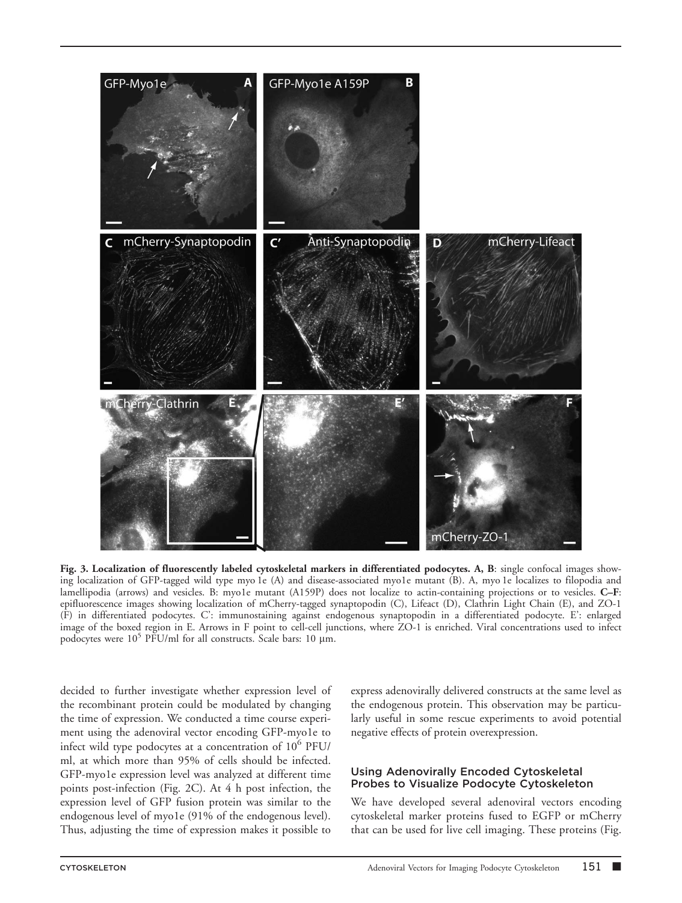**Fig. 3. Localization of fluorescently labeled cytoskeletal markers in differentiated podocytes. A, B**: single confocal images showing localization of GFP-tagged wild type myo 1e (A) and disease-associated myo1e mutant (B). A, myo 1e localizes to filopodia and lamellipodia (arrows) and vesicles. B: myo1e mutant (A159P) does not localize to actin-containing projections or to vesicles. **C–F**: epifluorescence images showing localization of mCherry-tagged synaptopodin (C), Lifeact (D), Clathrin Light Chain (E), and ZO-1 (F) in differentiated podocytes. C': immunostaining against endogenous synaptopodin in a differentiated podocyte. E': enlarged image of the boxed region in E. Arrows in F point to cell-cell junctions, where ZO-1 is enriched. Viral concentrations used to infect podocytes were $10^5$ PFU/ml for all constructs. Scale bars: 10 μm.

decided to further investigate whether expression level of the recombinant protein could be modulated by changing the time of expression. We conducted a time course experiment using the adenoviral vector encoding GFP-myo1e to infect wild type podocytes at a concentration of $10^6$ PFU/ml, at which more than 95% of cells should be infected. GFP-myo1e expression level was analyzed at different time points post-infection (Fig. 2C). At 4 h post infection, the expression level of GFP fusion protein was similar to the endogenous level of myo1e (91% of the endogenous level). Thus, adjusting the time of expression makes it possible to express adenovirally delivered constructs at the same level as the endogenous protein. This observation may be particularly useful in some rescue experiments to avoid potential negative effects of protein overexpression.

## Using Adenovirally Encoded Cytoskeletal Probes to Visualize Podocyte Cytoskeleton

We have developed several adenoviral vectors encoding cytoskeletal marker proteins fused to EGFP or mCherry that can be used for live cell imaging. These proteins (Fig.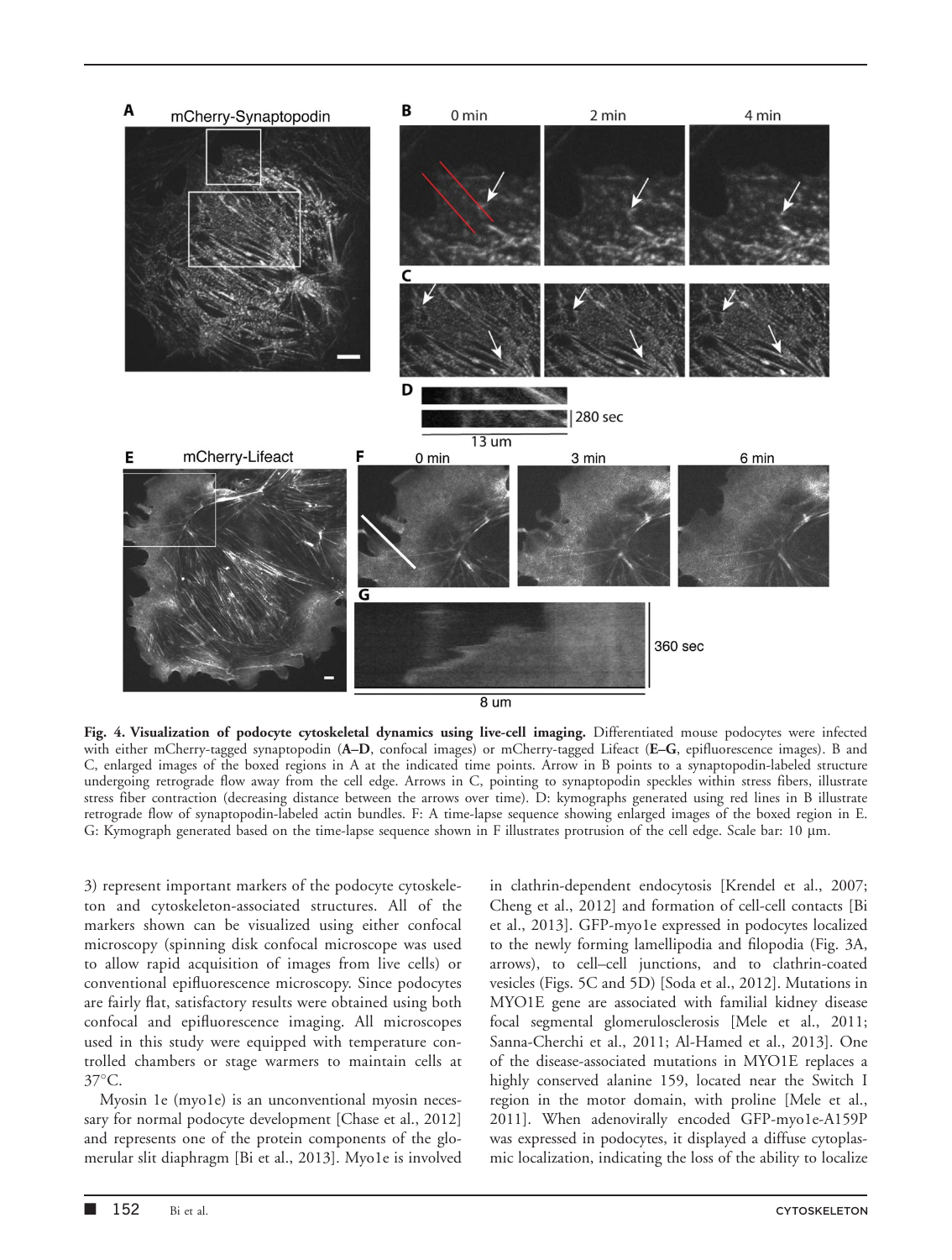**Fig. 4. Visualization of podocyte cytoskeletal dynamics using live-cell imaging.** Differentiated mouse podocytes were infected with either mCherry-tagged synaptopodin (**A–D**, confocal images) or mCherry-tagged Lifeact (**E–G**, epifluorescence images). B and C, enlarged images of the boxed regions in A at the indicated time points. Arrow in B points to a synaptopodin-labeled structure undergoing retrograde flow away from the cell edge. Arrows in C, pointing to synaptopodin speckles within stress fibers, illustrate stress fiber contraction (decreasing distance between the arrows over time). D: kymographs generated using red lines in B illustrate retrograde flow of synaptopodin-labeled actin bundles. F: A time-lapse sequence showing enlarged images of the boxed region in E. G: Kymograph generated based on the time-lapse sequence shown in F illustrates protrusion of the cell edge. Scale bar: 10 μm.

3) represent important markers of the podocyte cytoskeleton and cytoskeleton-associated structures. All of the markers shown can be visualized using either confocal microscopy (spinning disk confocal microscope was used to allow rapid acquisition of images from live cells) or conventional epifluorescence microscopy. Since podocytes are fairly flat, satisfactory results were obtained using both confocal and epifluorescence imaging. All microscopes used in this study were equipped with temperature controlled chambers or stage warmers to maintain cells at 37°C.

Myosin 1e (myo1e) is an unconventional myosin necessary for normal podocyte development [Chase et al., 2012] and represents one of the protein components of the glomerular slit diaphragm [Bi et al., 2013]. Myo1e is involved in clathrin-dependent endocytosis [Krendel et al., 2007; Cheng et al., 2012] and formation of cell-cell contacts [Bi et al., 2013]. GFP-myo1e expressed in podocytes localized to the newly forming lamellipodia and filopodia (Fig. 3A, arrows), to cell–cell junctions, and to clathrin-coated vesicles (Figs. 5C and 5D) [Soda et al., 2012]. Mutations in MYO1E gene are associated with familial kidney disease focal segmental glomerulosclerosis [Mele et al., 2011; Sanna-Cherchi et al., 2011; Al-Hamed et al., 2013]. One of the disease-associated mutations in MYO1E replaces a highly conserved alanine 159, located near the Switch I region in the motor domain, with proline [Mele et al., 2011]. When adenovirally encoded GFP-myo1e-A159P was expressed in podocytes, it displayed a diffuse cytoplasmic localization, indicating the loss of the ability to localize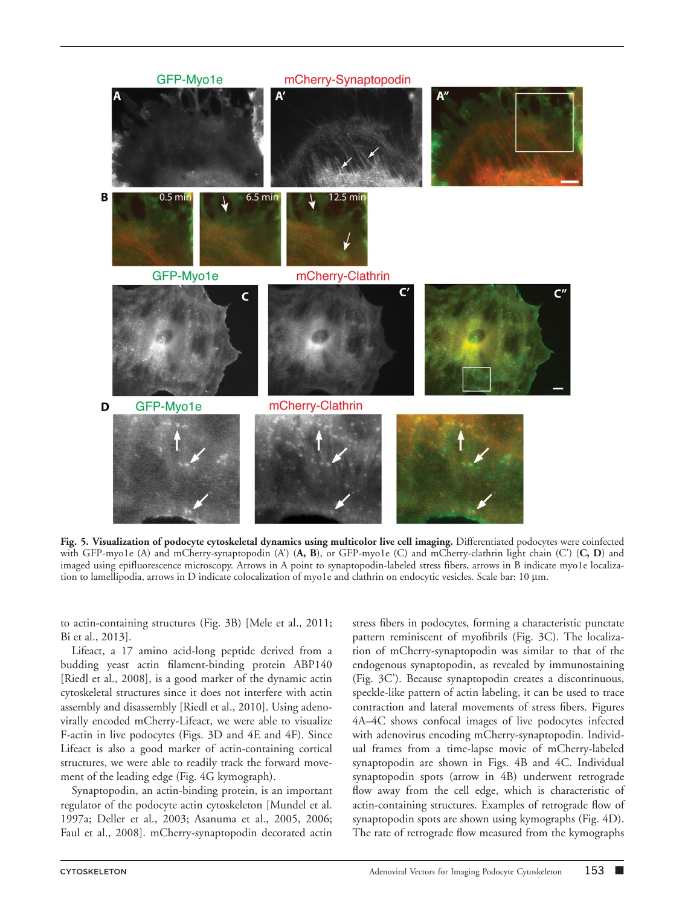**Fig. 5. Visualization of podocyte cytoskeletal dynamics using multicolor live cell imaging.** Differentiated podocytes were coinfected with GFP-myo1e (A) and mCherry-synaptopodin (A') (**A, B**), or GFP-myo1e (C) and mCherry-clathrin light chain (C') (**C, D**) and imaged using epifluorescence microscopy. Arrows in A point to synaptopodin-labeled stress fibers, arrows in B indicate myo1e localization to lamellipodia, arrows in D indicate colocalization of myo1e and clathrin on endocytic vesicles. Scale bar: 10 μm.

to actin-containing structures (Fig. 3B) [Mele et al., 2011; Bi et al., 2013].

Lifeact, a 17 amino acid-long peptide derived from a budding yeast actin filament-binding protein ABP140 [Riedl et al., 2008], is a good marker of the dynamic actin cytoskeletal structures since it does not interfere with actin assembly and disassembly [Riedl et al., 2010]. Using adenovirally encoded mCherry-Lifeact, we were able to visualize F-actin in live podocytes (Figs. 3D and 4E and 4F). Since Lifeact is also a good marker of actin-containing cortical structures, we were able to readily track the forward movement of the leading edge (Fig. 4G kymograph).

Synaptopodin, an actin-binding protein, is an important regulator of the podocyte actin cytoskeleton [Mundel et al. 1997a; Deller et al., 2003; Asanuma et al., 2005, 2006; Faul et al., 2008]. mCherry-synaptopodin decorated actin stress fibers in podocytes, forming a characteristic punctate pattern reminiscent of myofibrils (Fig. 3C). The localization of mCherry-synaptopodin was similar to that of the endogenous synaptopodin, as revealed by immunostaining (Fig. 3C'). Because synaptopodin creates a discontinuous, speckle-like pattern of actin labeling, it can be used to trace contraction and lateral movements of stress fibers. Figures 4A–4C shows confocal images of live podocytes infected with adenovirus encoding mCherry-synaptopodin. Individual frames from a time-lapse movie of mCherry-labeled synaptopodin are shown in Figs. 4B and 4C. Individual synaptopodin spots (arrow in 4B) underwent retrograde flow away from the cell edge, which is characteristic of actin-containing structures. Examples of retrograde flow of synaptopodin spots are shown using kymographs (Fig. 4D). The rate of retrograde flow measured from the kymographs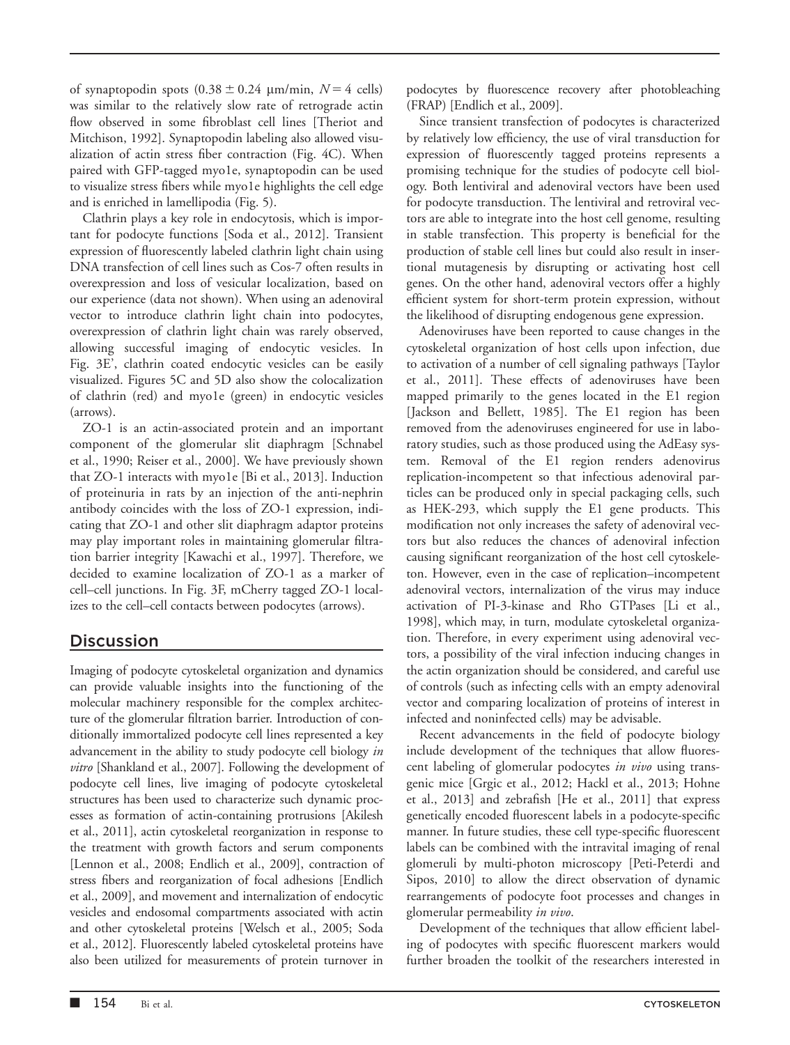of synaptopodin spots ($0.38 \pm 0.24$ µm/min, $N = 4$ cells) was similar to the relatively slow rate of retrograde actin flow observed in some fibroblast cell lines [Theriot and Mitchison, 1992]. Synaptopodin labeling also allowed visualization of actin stress fiber contraction (Fig. 4C). When paired with GFP-tagged myo1e, synaptopodin can be used to visualize stress fibers while myo1e highlights the cell edge and is enriched in lamellipodia (Fig. 5).

Clathrin plays a key role in endocytosis, which is important for podocyte functions [Soda et al., 2012]. Transient expression of fluorescently labeled clathrin light chain using DNA transfection of cell lines such as Cos-7 often results in overexpression and loss of vesicular localization, based on our experience (data not shown). When using an adenoviral vector to introduce clathrin light chain into podocytes, overexpression of clathrin light chain was rarely observed, allowing successful imaging of endocytic vesicles. In Fig. 3E', clathrin coated endocytic vesicles can be easily visualized. Figures 5C and 5D also show the colocalization of clathrin (red) and myo1e (green) in endocytic vesicles (arrows).

ZO-1 is an actin-associated protein and an important component of the glomerular slit diaphragm [Schnabel et al., 1990; Reiser et al., 2000]. We have previously shown that ZO-1 interacts with myo1e [Bi et al., 2013]. Induction of proteinuria in rats by an injection of the anti-nephrin antibody coincides with the loss of ZO-1 expression, indicating that ZO-1 and other slit diaphragm adaptor proteins may play important roles in maintaining glomerular filtration barrier integrity [Kawachi et al., 1997]. Therefore, we decided to examine localization of ZO-1 as a marker of cell–cell junctions. In Fig. 3F, mCherry tagged ZO-1 localizes to the cell–cell contacts between podocytes (arrows).

## Discussion

Imaging of podocyte cytoskeletal organization and dynamics can provide valuable insights into the functioning of the molecular machinery responsible for the complex architecture of the glomerular filtration barrier. Introduction of conditionally immortalized podocyte cell lines represented a key advancement in the ability to study podocyte cell biology *in vitro* [Shankland et al., 2007]. Following the development of podocyte cell lines, live imaging of podocyte cytoskeletal structures has been used to characterize such dynamic processes as formation of actin-containing protrusions [Akilesh et al., 2011], actin cytoskeletal reorganization in response to the treatment with growth factors and serum components [Lennon et al., 2008; Endlich et al., 2009], contraction of stress fibers and reorganization of focal adhesions [Endlich et al., 2009], and movement and internalization of endocytic vesicles and endosomal compartments associated with actin and other cytoskeletal proteins [Welsch et al., 2005; Soda et al., 2012]. Fluorescently labeled cytoskeletal proteins have also been utilized for measurements of protein turnover in podocytes by fluorescence recovery after photobleaching (FRAP) [Endlich et al., 2009].

Since transient transfection of podocytes is characterized by relatively low efficiency, the use of viral transduction for expression of fluorescently tagged proteins represents a promising technique for the studies of podocyte cell biology. Both lentiviral and adenoviral vectors have been used for podocyte transduction. The lentiviral and retroviral vectors are able to integrate into the host cell genome, resulting in stable transfection. This property is beneficial for the production of stable cell lines but could also result in insertional mutagenesis by disrupting or activating host cell genes. On the other hand, adenoviral vectors offer a highly efficient system for short-term protein expression, without the likelihood of disrupting endogenous gene expression.

Adenoviruses have been reported to cause changes in the cytoskeletal organization of host cells upon infection, due to activation of a number of cell signaling pathways [Taylor et al., 2011]. These effects of adenoviruses have been mapped primarily to the genes located in the E1 region [Jackson and Bellett, 1985]. The E1 region has been removed from the adenoviruses engineered for use in laboratory studies, such as those produced using the AdEasy system. Removal of the E1 region renders adenovirus replication-incompetent so that infectious adenoviral particles can be produced only in special packaging cells, such as HEK-293, which supply the E1 gene products. This modification not only increases the safety of adenoviral vectors but also reduces the chances of adenoviral infection causing significant reorganization of the host cell cytoskeleton. However, even in the case of replication–incompetent adenoviral vectors, internalization of the virus may induce activation of PI-3-kinase and Rho GTPases [Li et al., 1998], which may, in turn, modulate cytoskeletal organization. Therefore, in every experiment using adenoviral vectors, a possibility of the viral infection inducing changes in the actin organization should be considered, and careful use of controls (such as infecting cells with an empty adenoviral vector and comparing localization of proteins of interest in infected and noninfected cells) may be advisable.

Recent advancements in the field of podocyte biology include development of the techniques that allow fluorescent labeling of glomerular podocytes *in vivo* using transgenic mice [Grgic et al., 2012; Hackl et al., 2013; Hohne et al., 2013] and zebrafish [He et al., 2011] that express genetically encoded fluorescent labels in a podocyte-specific manner. In future studies, these cell type-specific fluorescent labels can be combined with the intravital imaging of renal glomeruli by multi-photon microscopy [Peti-Peterdi and Sipos, 2010] to allow the direct observation of dynamic rearrangements of podocyte foot processes and changes in glomerular permeability *in vivo*.

Development of the techniques that allow efficient labeling of podocytes with specific fluorescent markers would further broaden the toolkit of the researchers interested in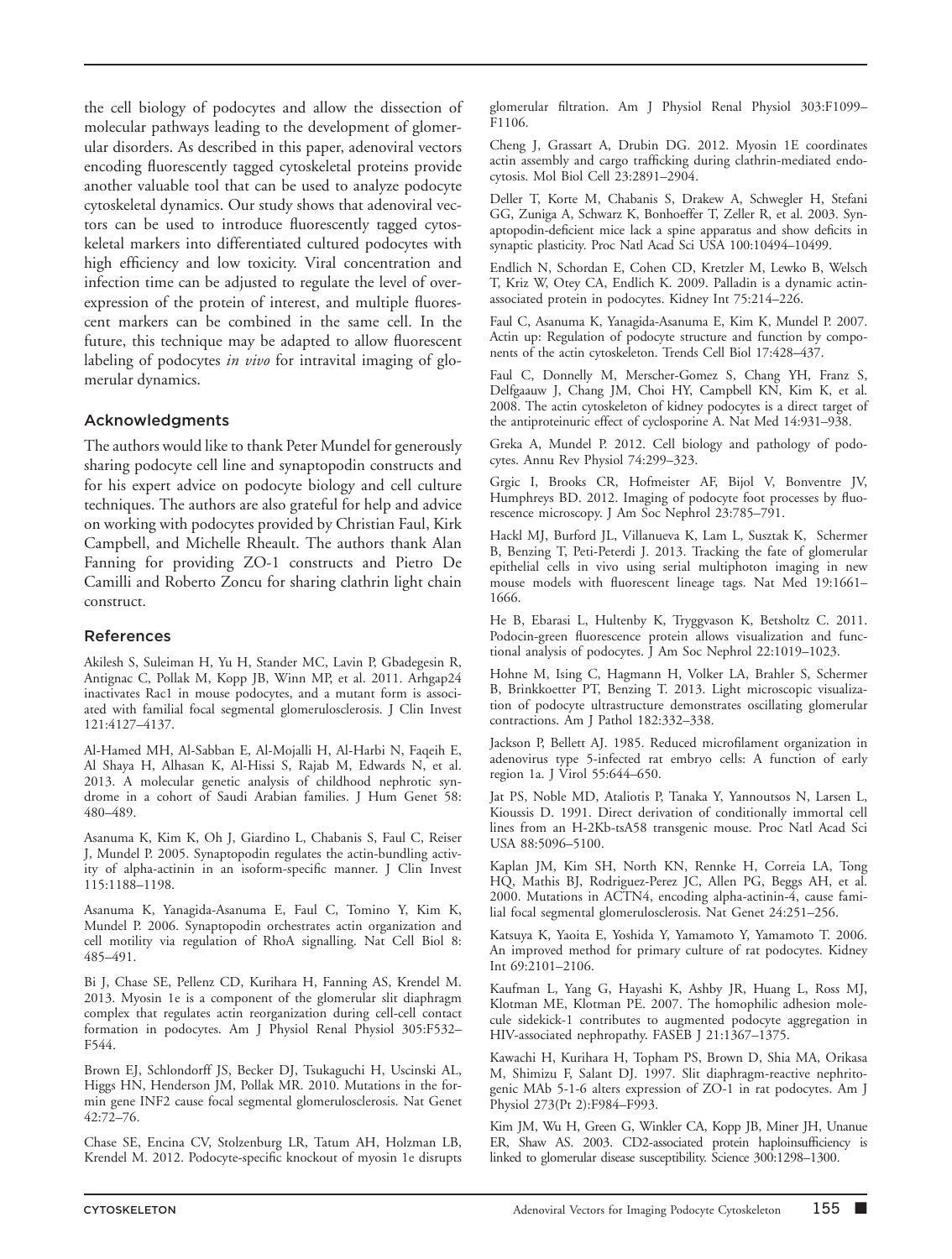the cell biology of podocytes and allow the dissection of molecular pathways leading to the development of glomerular disorders. As described in this paper, adenoviral vectors encoding fluorescently tagged cytoskeletal proteins provide another valuable tool that can be used to analyze podocyte cytoskeletal dynamics. Our study shows that adenoviral vectors can be used to introduce fluorescently tagged cytoskeletal markers into differentiated cultured podocytes with high efficiency and low toxicity. Viral concentration and infection time can be adjusted to regulate the level of overexpression of the protein of interest, and multiple fluorescent markers can be combined in the same cell. In the future, this technique may be adapted to allow fluorescent labeling of podocytes *in vivo* for intravital imaging of glomerular dynamics.

## Acknowledgments

The authors would like to thank Peter Mundel for generously sharing podocyte cell line and synaptopodin constructs and for his expert advice on podocyte biology and cell culture techniques. The authors are also grateful for help and advice on working with podocytes provided by Christian Faul, Kirk Campbell, and Michelle Rheault. The authors thank Alan Fanning for providing ZO-1 constructs and Pietro De Camilli and Roberto Zoncu for sharing clathrin light chain construct.

## References

Akilesh S, Suleiman H, Yu H, Stander MC, Lavin P, Gbadegesin R, Antignac C, Pollak M, Kopp JB, Winn MP, et al. 2011. Arhgap24 inactivates Rac1 in mouse podocytes, and a mutant form is associated with familial focal segmental glomerulosclerosis. J Clin Invest 121:4127–4137.

Al-Hamed MH, Al-Sabban E, Al-Mojalli H, Al-Harbi N, Faqeih E, Al Shaya H, Alhasan K, Al-Hissi S, Rajab M, Edwards N, et al. 2013. A molecular genetic analysis of childhood nephrotic syndrome in a cohort of Saudi Arabian families. J Hum Genet 58: 480–489.

Asanuma K, Kim K, Oh J, Giardino L, Chabanis S, Faul C, Reiser J, Mundel P. 2005. Synaptopodin regulates the actin-bundling activity of alpha-actinin in an isoform-specific manner. J Clin Invest 115:1188–1198.

Asanuma K, Yanagida-Asanuma E, Faul C, Tomino Y, Kim K, Mundel P. 2006. Synaptopodin orchestrates actin organization and cell motility via regulation of RhoA signalling. Nat Cell Biol 8: 485–491.

Bi J, Chase SE, Pellenz CD, Kurihara H, Fanning AS, Krendel M. 2013. Myosin 1e is a component of the glomerular slit diaphragm complex that regulates actin reorganization during cell-cell contact formation in podocytes. Am J Physiol Renal Physiol 305:F532–F544.

Brown EJ, Schlondorff JS, Becker DJ, Tsukaguchi H, Uscinski AL, Higgs HN, Henderson JM, Pollak MR. 2010. Mutations in the formin gene INF2 cause focal segmental glomerulosclerosis. Nat Genet 42:72–76.

Chase SE, Encina CV, Stolzenburg LR, Tatum AH, Holzman LB, Krendel M. 2012. Podocyte-specific knockout of myosin 1e disrupts glomerular filtration. Am J Physiol Renal Physiol 303:F1099–F1106.

Cheng J, Grassart A, Drubin DG. 2012. Myosin 1E coordinates actin assembly and cargo trafficking during clathrin-mediated endocytosis. Mol Biol Cell 23:2891–2904.

Deller T, Korte M, Chabanis S, Drakew A, Schwegler H, Stefani GG, Zuniga A, Schwarz K, Bonhoeffer T, Zeller R, et al. 2003. Synaptopodin-deficient mice lack a spine apparatus and show deficits in synaptic plasticity. Proc Natl Acad Sci USA 100:10494–10499.

Endlich N, Schordan E, Cohen CD, Kretzler M, Lewko B, Welsch T, Kriz W, Otey CA, Endlich K. 2009. Palladin is a dynamic actin-associated protein in podocytes. Kidney Int 75:214–226.

Faul C, Asanuma K, Yanagida-Asanuma E, Kim K, Mundel P. 2007. Actin up: Regulation of podocyte structure and function by components of the actin cytoskeleton. Trends Cell Biol 17:428–437.

Faul C, Donnelly M, Merscher-Gomez S, Chang YH, Franz S, Delfgaauw J, Chang JM, Choi HY, Campbell KN, Kim K, et al. 2008. The actin cytoskeleton of kidney podocytes is a direct target of the antiproteinuric effect of cyclosporine A. Nat Med 14:931–938.

Greka A, Mundel P. 2012. Cell biology and pathology of podocytes. Annu Rev Physiol 74:299–323.

Grgic I, Brooks CR, Hofmeister AF, Bijol V, Bonventre JV, Humphreys BD. 2012. Imaging of podocyte foot processes by fluorescence microscopy. J Am Soc Nephrol 23:785–791.

Hackl MJ, Burford JL, Villanueva K, Lam L, Susztak K, Schermer B, Benzing T, Peti-Peterdi J. 2013. Tracking the fate of glomerular epithelial cells in vivo using serial multiphoton imaging in new mouse models with fluorescent lineage tags. Nat Med 19:1661–1666.

He B, Ebarasi L, Hultenby K, Tryggvason K, Betsholtz C. 2011. Podocin-green fluorescence protein allows visualization and functional analysis of podocytes. J Am Soc Nephrol 22:1019–1023.

Hohne M, Ising C, Hagmann H, Volker LA, Brahler S, Schermer B, Brinkkoetter PT, Benzing T. 2013. Light microscopic visualization of podocyte ultrastructure demonstrates oscillating glomerular contractions. Am J Pathol 182:332–338.

Jackson P, Bellett AJ. 1985. Reduced microfilament organization in adenovirus type 5-infected rat embryo cells: A function of early region 1a. J Virol 55:644–650.

Jat PS, Noble MD, Ataliotis P, Tanaka Y, Yannoutsos N, Larsen L, Kioussis D. 1991. Direct derivation of conditionally immortal cell lines from an H-2Kb-tsA58 transgenic mouse. Proc Natl Acad Sci USA 88:5096–5100.

Kaplan JM, Kim SH, North KN, Rennke H, Correia LA, Tong HQ, Mathis BJ, Rodriguez-Perez JC, Allen PG, Beggs AH, et al. 2000. Mutations in ACTN4, encoding alpha-actinin-4, cause familial focal segmental glomerulosclerosis. Nat Genet 24:251–256.

Katsuya K, Yaoita E, Yoshida Y, Yamamoto Y, Yamamoto T. 2006. An improved method for primary culture of rat podocytes. Kidney Int 69:2101–2106.

Kaufman L, Yang G, Hayashi K, Ashby JR, Huang L, Ross MJ, Klotman ME, Klotman PE. 2007. The homophilic adhesion molecule sidekick-1 contributes to augmented podocyte aggregation in HIV-associated nephropathy. FASEB J 21:1367–1375.

Kawachi H, Kurihara H, Topham PS, Brown D, Shia MA, Orikasa M, Shimizu F, Salant DJ. 1997. Slit diaphragm-reactive nephritogenic MAb 5-1-6 alters expression of ZO-1 in rat podocytes. Am J Physiol 273(Pt 2):F984–F993.

Kim JM, Wu H, Green G, Winkler CA, Kopp JB, Miner JH, Unanue ER, Shaw AS. 2003. CD2-associated protein haploinsufficiency is linked to glomerular disease susceptibility. Science 300:1298–1300.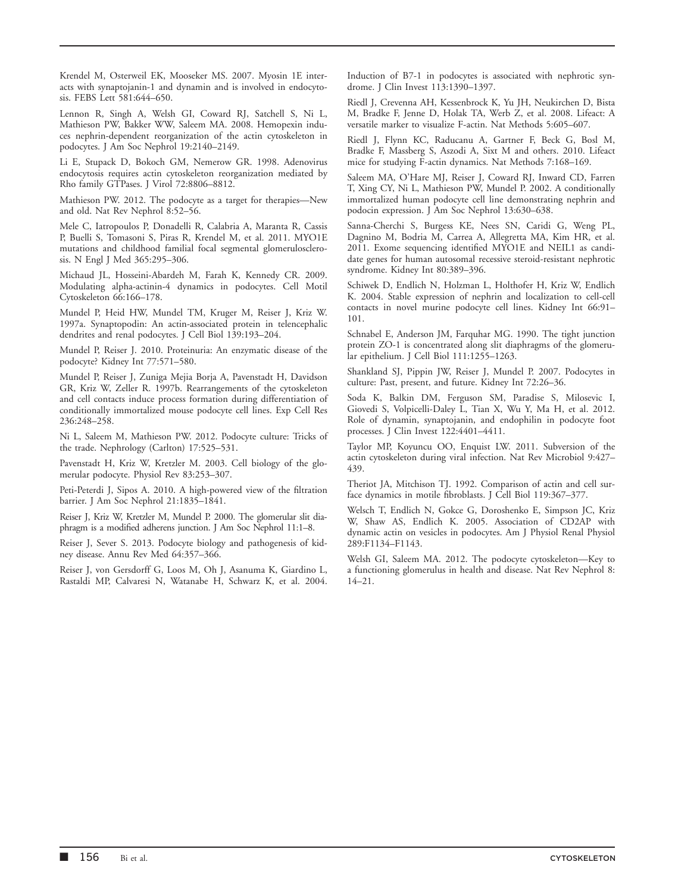Krendel M, Osterweil EK, Mooseker MS. 2007. Myosin 1E interacts with synaptojanin-1 and dynamin and is involved in endocytosis. FEBS Lett 581:644–650.

Lennon R, Singh A, Welsh GI, Coward RJ, Satchell S, Ni L, Mathieson PW, Bakker WW, Saleem MA. 2008. Hemopexin induces nephrin-dependent reorganization of the actin cytoskeleton in podocytes. J Am Soc Nephrol 19:2140–2149.

Li E, Stupack D, Bokoch GM, Nemerow GR. 1998. Adenovirus endocytosis requires actin cytoskeleton reorganization mediated by Rho family GTPases. J Virol 72:8806–8812.

Mathieson PW. 2012. The podocyte as a target for therapies—New and old. Nat Rev Nephrol 8:52–56.

Mele C, Iatropoulos P, Donadelli R, Calabria A, Maranta R, Cassis P, Buelli S, Tomasoni S, Piras R, Krendel M, et al. 2011. MYO1E mutations and childhood familial focal segmental glomerulosclerosis. N Engl J Med 365:295–306.

Michaud JL, Hosseini-Abardeh M, Farah K, Kennedy CR. 2009. Modulating alpha-actinin-4 dynamics in podocytes. Cell Motil Cytoskeleton 66:166–178.

Mundel P, Heid HW, Mundel TM, Kruger M, Reiser J, Kriz W. 1997a. Synaptopodin: An actin-associated protein in telencephalic dendrites and renal podocytes. J Cell Biol 139:193–204.

Mundel P, Reiser J. 2010. Proteinuria: An enzymatic disease of the podocyte? Kidney Int 77:571–580.

Mundel P, Reiser J, Zuniga Mejia Borja A, Pavenstadt H, Davidson GR, Kriz W, Zeller R. 1997b. Rearrangements of the cytoskeleton and cell contacts induce process formation during differentiation of conditionally immortalized mouse podocyte cell lines. Exp Cell Res 236:248–258.

Ni L, Saleem M, Mathieson PW. 2012. Podocyte culture: Tricks of the trade. Nephrology (Carlton) 17:525–531.

Pavenstadt H, Kriz W, Kretzler M. 2003. Cell biology of the glomerular podocyte. Physiol Rev 83:253–307.

Peti-Peterdi J, Sipos A. 2010. A high-powered view of the filtration barrier. J Am Soc Nephrol 21:1835–1841.

Reiser J, Kriz W, Kretzler M, Mundel P. 2000. The glomerular slit diaphragm is a modified adherens junction. J Am Soc Nephrol 11:1–8.

Reiser J, Sever S. 2013. Podocyte biology and pathogenesis of kidney disease. Annu Rev Med 64:357–366.

Reiser J, von Gersdorff G, Loos M, Oh J, Asanuma K, Giardino L, Rastaldi MP, Calvaresi N, Watanabe H, Schwarz K, et al. 2004. Induction of B7-1 in podocytes is associated with nephrotic syndrome. J Clin Invest 113:1390–1397.

Riedl J, Crevenna AH, Kessenbrock K, Yu JH, Neukirchen D, Bista M, Bradke F, Jenne D, Holak TA, Werb Z, et al. 2008. Lifeact: A versatile marker to visualize F-actin. Nat Methods 5:605–607.

Riedl J, Flynn KC, Raducanu A, Gartner F, Beck G, Bosl M, Bradke F, Massberg S, Aszodi A, Sixt M and others. 2010. Lifeact mice for studying F-actin dynamics. Nat Methods 7:168–169.

Saleem MA, O'Hare MJ, Reiser J, Coward RJ, Inward CD, Farren T, Xing CY, Ni L, Mathieson PW, Mundel P. 2002. A conditionally immortalized human podocyte cell line demonstrating nephrin and podocin expression. J Am Soc Nephrol 13:630–638.

Sanna-Cherchi S, Burgess KE, Nees SN, Caridi G, Weng PL, Dagnino M, Bodria M, Carrea A, Allegretta MA, Kim HR, et al. 2011. Exome sequencing identified MYO1E and NEIL1 as candidate genes for human autosomal recessive steroid-resistant nephrotic syndrome. Kidney Int 80:389–396.

Schiwek D, Endlich N, Holzman L, Holthofer H, Kriz W, Endlich K. 2004. Stable expression of nephrin and localization to cell-cell contacts in novel murine podocyte cell lines. Kidney Int 66:91–101.

Schnabel E, Anderson JM, Farquhar MG. 1990. The tight junction protein ZO-1 is concentrated along slit diaphragms of the glomerular epithelium. J Cell Biol 111:1255–1263.

Shankland SJ, Pippin JW, Reiser J, Mundel P. 2007. Podocytes in culture: Past, present, and future. Kidney Int 72:26–36.

Soda K, Balkin DM, Ferguson SM, Paradise S, Milosevic I, Giovedi S, Volpicelli-Daley L, Tian X, Wu Y, Ma H, et al. 2012. Role of dynamin, synaptojanin, and endophilin in podocyte foot processes. J Clin Invest 122:4401–4411.

Taylor MP, Koyuncu OO, Enquist LW. 2011. Subversion of the actin cytoskeleton during viral infection. Nat Rev Microbiol 9:427–439.

Theriot JA, Mitchison TJ. 1992. Comparison of actin and cell surface dynamics in motile fibroblasts. J Cell Biol 119:367–377.

Welsch T, Endlich N, Gokce G, Doroshenko E, Simpson JC, Kriz W, Shaw AS, Endlich K. 2005. Association of CD2AP with dynamic actin on vesicles in podocytes. Am J Physiol Renal Physiol 289:F1134–F1143.

Welsh GI, Saleem MA. 2012. The podocyte cytoskeleton—Key to a functioning glomerulus in health and disease. Nat Rev Nephrol 8: 14–21.